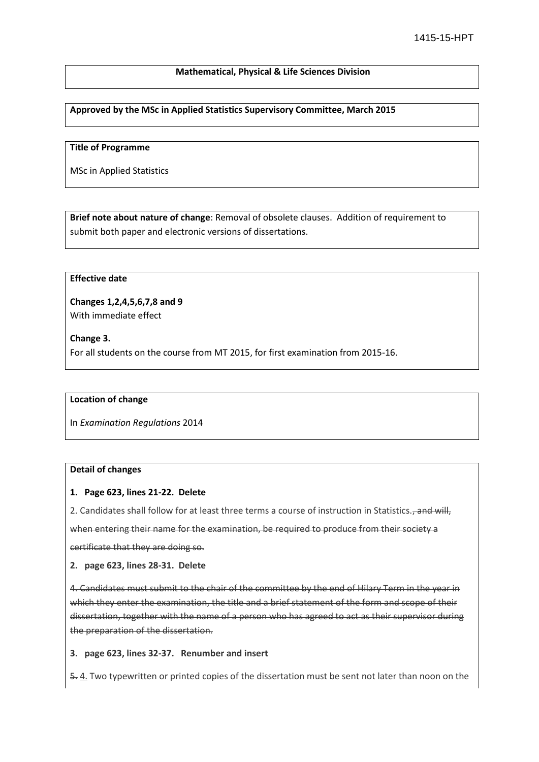1415-15-HPT

**Mathematical, Physical & Life Sciences Division**

**Approved by the MSc in Applied Statistics Supervisory Committee, March 2015**

**Title of Programme**

MSc in Applied Statistics

**Brief note about nature of change**: Removal of obsolete clauses. Addition of requirement to submit both paper and electronic versions of dissertations.

**Effective date**

**Changes 1,2,4,5,6,7,8 and 9**
With immediate effect

**Change 3.**
For all students on the course from MT 2015, for first examination from 2015-16.

**Location of change**

In *Examination Regulations* 2014

**Detail of changes**

**1. Page 623, lines 21-22. Delete**

2. Candidates shall follow for at least three terms a course of instruction in Statistics.~~, and will, when entering their name for the examination, be required to produce from their society a certificate that they are doing so.~~

**2. page 623, lines 28-31. Delete**

~~4. Candidates must submit to the chair of the committee by the end of Hilary Term in the year in which they enter the examination, the title and a brief statement of the form and scope of their dissertation, together with the name of a person who has agreed to act as their supervisor during the preparation of the dissertation.~~

**3. page 623, lines 32-37. Renumber and insert**

~~5.~~ <u>4.</u> Two typewritten or printed copies of the dissertation must be sent not later than noon on the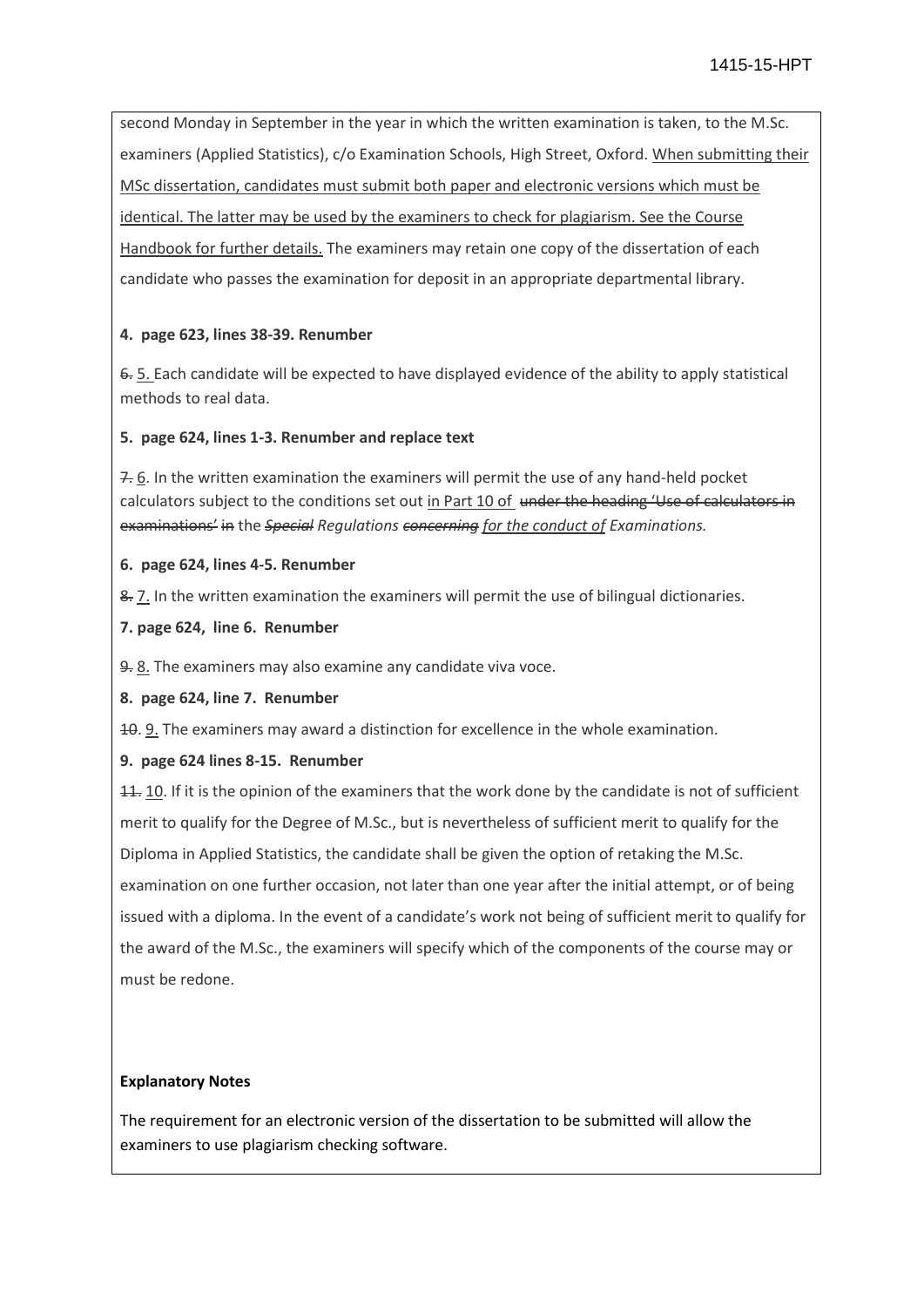second Monday in September in the year in which the written examination is taken, to the M.Sc. examiners (Applied Statistics), c/o Examination Schools, High Street, Oxford. <u>When submitting their MSc dissertation, candidates must submit both paper and electronic versions which must be identical. The latter may be used by the examiners to check for plagiarism. See the Course Handbook for further details.</u> The examiners may retain one copy of the dissertation of each candidate who passes the examination for deposit in an appropriate departmental library.

**4. page 623, lines 38-39. Renumber**

~~6.~~ <u>5.</u> Each candidate will be expected to have displayed evidence of the ability to apply statistical methods to real data.

**5. page 624, lines 1-3. Renumber and replace text**

~~7.~~ <u>6</u>. In the written examination the examiners will permit the use of any hand-held pocket calculators subject to the conditions set out <u>in Part 10 of</u> ~~under the heading 'Use of calculators in examinations' in~~ the ~~*Special*~~ *Regulations* ~~*concerning*~~ <u>*for the conduct of*</u> *Examinations.*

**6. page 624, lines 4-5. Renumber**

~~8.~~ <u>7.</u> In the written examination the examiners will permit the use of bilingual dictionaries.

**7. page 624, line 6. Renumber**

~~9.~~ <u>8.</u> The examiners may also examine any candidate viva voce.

**8. page 624, line 7. Renumber**

~~10~~. <u>9.</u> The examiners may award a distinction for excellence in the whole examination.

**9. page 624 lines 8-15. Renumber**

~~11.~~ <u>10</u>. If it is the opinion of the examiners that the work done by the candidate is not of sufficient merit to qualify for the Degree of M.Sc., but is nevertheless of sufficient merit to qualify for the Diploma in Applied Statistics, the candidate shall be given the option of retaking the M.Sc. examination on one further occasion, not later than one year after the initial attempt, or of being issued with a diploma. In the event of a candidate's work not being of sufficient merit to qualify for the award of the M.Sc., the examiners will specify which of the components of the course may or must be redone.

**Explanatory Notes**

The requirement for an electronic version of the dissertation to be submitted will allow the examiners to use plagiarism checking software.